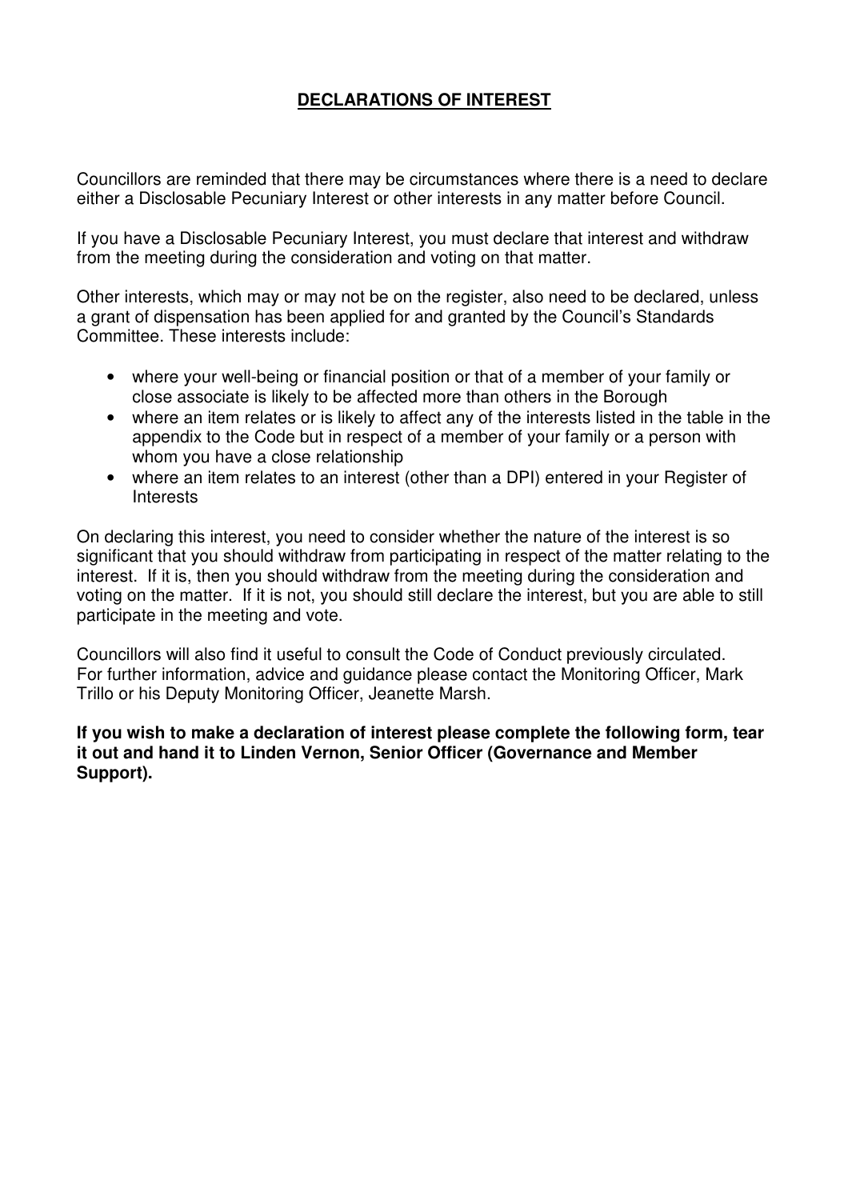# DECLARATIONS OF INTEREST

Councillors are reminded that there may be circumstances where there is a need to declare either a Disclosable Pecuniary Interest or other interests in any matter before Council.

If you have a Disclosable Pecuniary Interest, you must declare that interest and withdraw from the meeting during the consideration and voting on that matter.

Other interests, which may or may not be on the register, also need to be declared, unless a grant of dispensation has been applied for and granted by the Council's Standards Committee. These interests include:

- where your well-being or financial position or that of a member of your family or close associate is likely to be affected more than others in the Borough
- where an item relates or is likely to affect any of the interests listed in the table in the appendix to the Code but in respect of a member of your family or a person with whom you have a close relationship
- where an item relates to an interest (other than a DPI) entered in your Register of Interests

On declaring this interest, you need to consider whether the nature of the interest is so significant that you should withdraw from participating in respect of the matter relating to the interest. If it is, then you should withdraw from the meeting during the consideration and voting on the matter. If it is not, you should still declare the interest, but you are able to still participate in the meeting and vote.

Councillors will also find it useful to consult the Code of Conduct previously circulated. For further information, advice and guidance please contact the Monitoring Officer, Mark Trillo or his Deputy Monitoring Officer, Jeanette Marsh.

**If you wish to make a declaration of interest please complete the following form, tear it out and hand it to Linden Vernon, Senior Officer (Governance and Member Support).**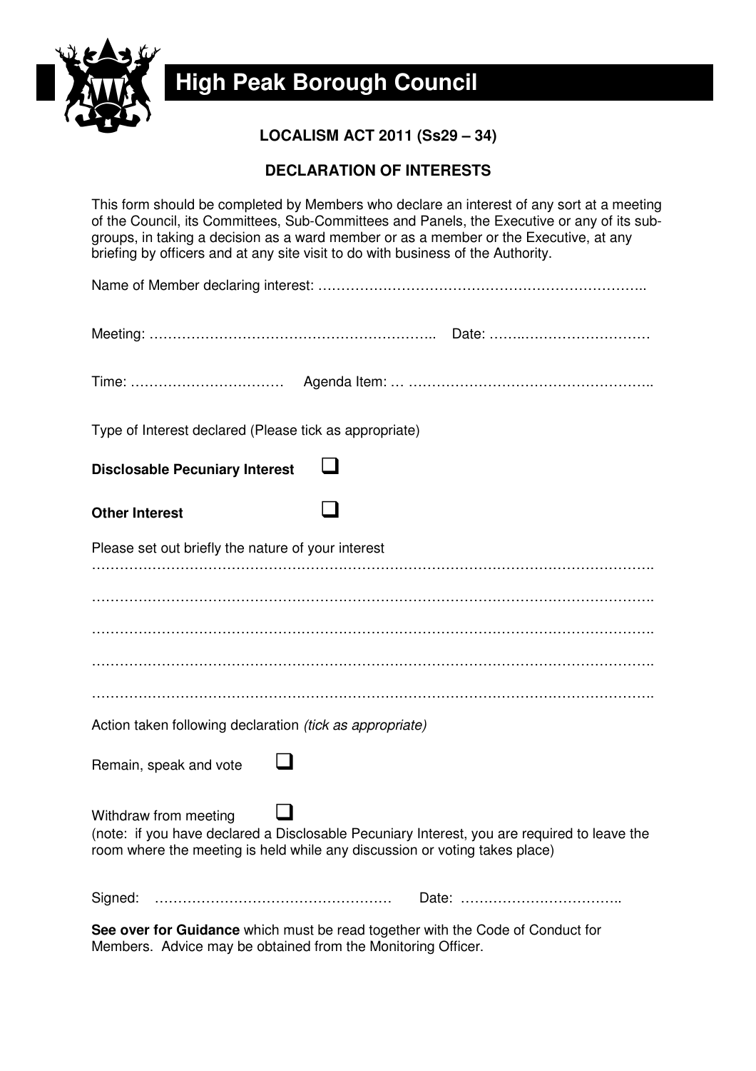# High Peak Borough Council

**LOCALISM ACT 2011 (Ss29 – 34)**

**DECLARATION OF INTERESTS**

This form should be completed by Members who declare an interest of any sort at a meeting of the Council, its Committees, Sub-Committees and Panels, the Executive or any of its sub-groups, in taking a decision as a ward member or as a member or the Executive, at any briefing by officers and at any site visit to do with business of the Authority.

Name of Member declaring interest: ……………………………………………………………..

Meeting: …………………………………………………….. Date: ……..………………………

Time: ……………………….…… Agenda Item: … ……………………………………………..

Type of Interest declared (Please tick as appropriate)

**Disclosable Pecuniary Interest** ☐

**Other Interest** ☐

Please set out briefly the nature of your interest

…………………………………………………………………………………………………….

…………………………………………………………………………………………………….

…………………………………………………………………………………………………….

…………………………………………………………………………………………………….

…………………………………………………………………………………………………….

Action taken following declaration *(tick as appropriate)*

Remain, speak and vote ☐

Withdraw from meeting ☐
(note: if you have declared a Disclosable Pecuniary Interest, you are required to leave the room where the meeting is held while any discussion or voting takes place)

Signed: …………………………………………… Date: ……………………………..

**See over for Guidance** which must be read together with the Code of Conduct for Members. Advice may be obtained from the Monitoring Officer.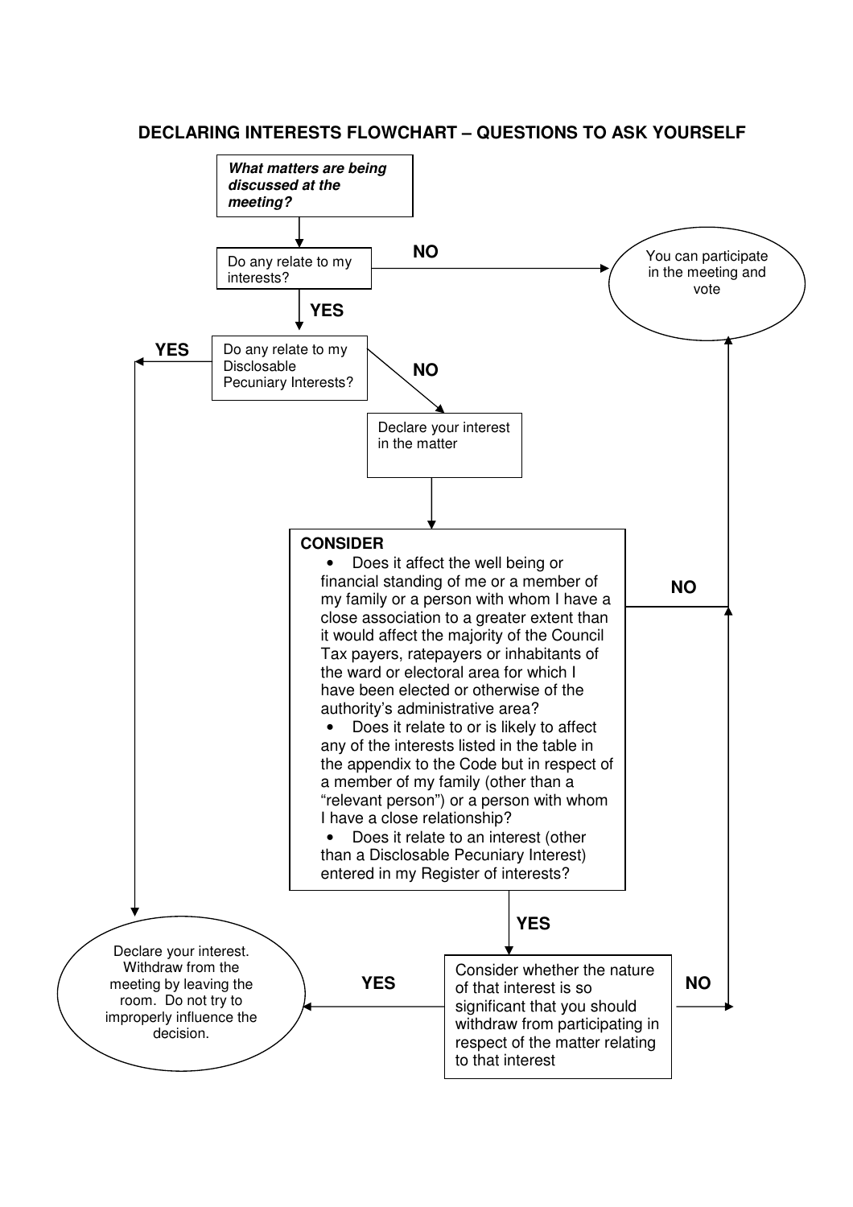## DECLARING INTERESTS FLOWCHART – QUESTIONS TO ASK YOURSELF

***What matters are being discussed at the meeting?***

Do any relate to my interests?

**NO**

You can participate in the meeting and vote

**YES**

Do any relate to my Disclosable Pecuniary Interests?

**YES**

**NO**

Declare your interest in the matter

**CONSIDER**

- Does it affect the well being or financial standing of me or a member of my family or a person with whom I have a close association to a greater extent than it would affect the majority of the Council Tax payers, ratepayers or inhabitants of the ward or electoral area for which I have been elected or otherwise of the authority's administrative area?
- Does it relate to or is likely to affect any of the interests listed in the table in the appendix to the Code but in respect of a member of my family (other than a "relevant person") or a person with whom I have a close relationship?
- Does it relate to an interest (other than a Disclosable Pecuniary Interest) entered in my Register of interests?

**NO**

**YES**

Declare your interest. Withdraw from the meeting by leaving the room. Do not try to improperly influence the decision.

**YES**

Consider whether the nature of that interest is so significant that you should withdraw from participating in respect of the matter relating to that interest

**NO**